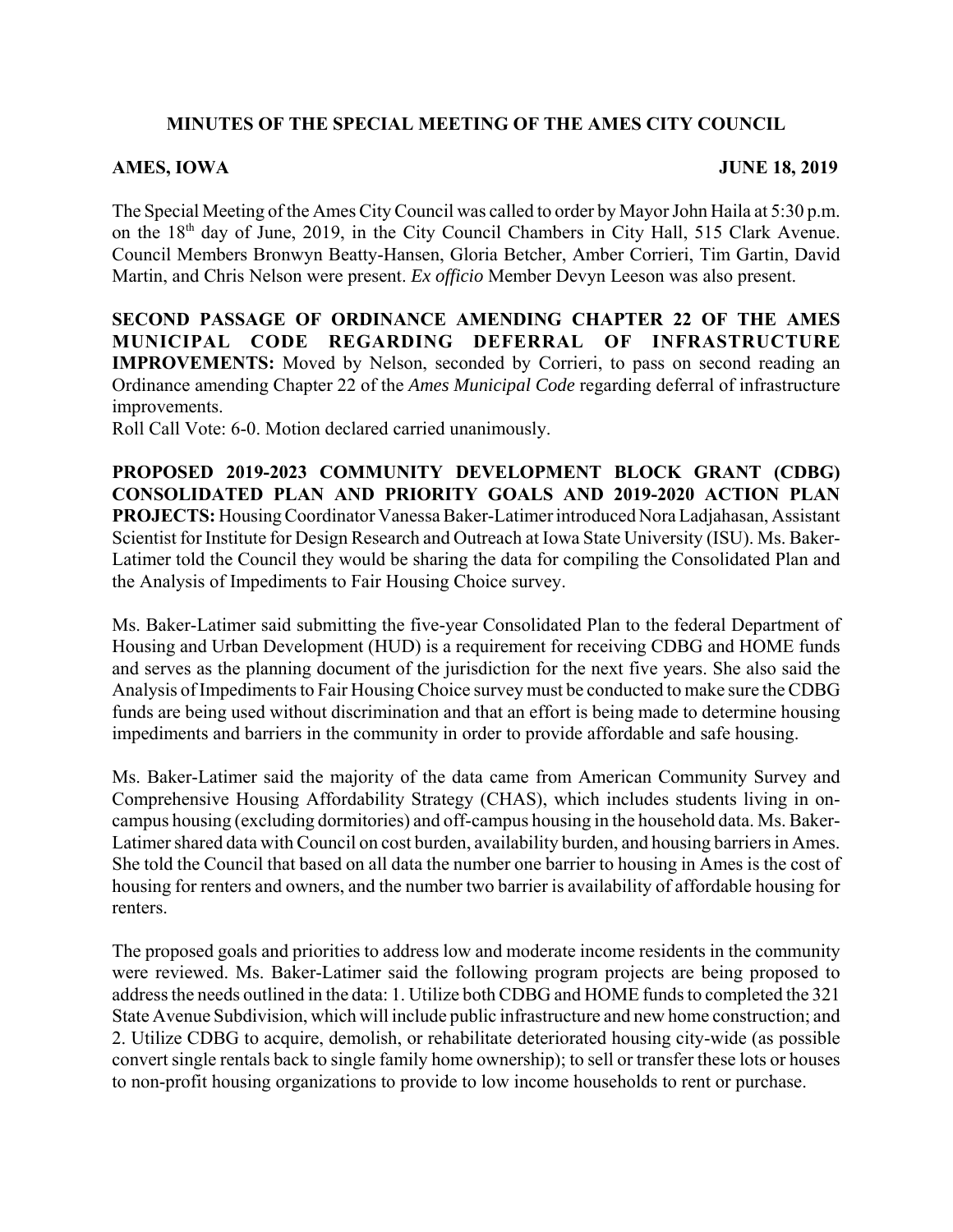# MINUTES OF THE SPECIAL MEETING OF THE AMES CITY COUNCIL

**AMES, IOWA** **JUNE 18, 2019**

The Special Meeting of the Ames City Council was called to order by Mayor John Haila at 5:30 p.m. on the 18th day of June, 2019, in the City Council Chambers in City Hall, 515 Clark Avenue. Council Members Bronwyn Beatty-Hansen, Gloria Betcher, Amber Corrieri, Tim Gartin, David Martin, and Chris Nelson were present. *Ex officio* Member Devyn Leeson was also present.

**SECOND PASSAGE OF ORDINANCE AMENDING CHAPTER 22 OF THE AMES MUNICIPAL CODE REGARDING DEFERRAL OF INFRASTRUCTURE IMPROVEMENTS:** Moved by Nelson, seconded by Corrieri, to pass on second reading an Ordinance amending Chapter 22 of the *Ames Municipal Code* regarding deferral of infrastructure improvements.
Roll Call Vote: 6-0. Motion declared carried unanimously.

**PROPOSED 2019-2023 COMMUNITY DEVELOPMENT BLOCK GRANT (CDBG) CONSOLIDATED PLAN AND PRIORITY GOALS AND 2019-2020 ACTION PLAN PROJECTS:** Housing Coordinator Vanessa Baker-Latimer introduced Nora Ladjahasan, Assistant Scientist for Institute for Design Research and Outreach at Iowa State University (ISU). Ms. Baker-Latimer told the Council they would be sharing the data for compiling the Consolidated Plan and the Analysis of Impediments to Fair Housing Choice survey.

Ms. Baker-Latimer said submitting the five-year Consolidated Plan to the federal Department of Housing and Urban Development (HUD) is a requirement for receiving CDBG and HOME funds and serves as the planning document of the jurisdiction for the next five years. She also said the Analysis of Impediments to Fair Housing Choice survey must be conducted to make sure the CDBG funds are being used without discrimination and that an effort is being made to determine housing impediments and barriers in the community in order to provide affordable and safe housing.

Ms. Baker-Latimer said the majority of the data came from American Community Survey and Comprehensive Housing Affordability Strategy (CHAS), which includes students living in on-campus housing (excluding dormitories) and off-campus housing in the household data. Ms. Baker-Latimer shared data with Council on cost burden, availability burden, and housing barriers in Ames. She told the Council that based on all data the number one barrier to housing in Ames is the cost of housing for renters and owners, and the number two barrier is availability of affordable housing for renters.

The proposed goals and priorities to address low and moderate income residents in the community were reviewed. Ms. Baker-Latimer said the following program projects are being proposed to address the needs outlined in the data: 1. Utilize both CDBG and HOME funds to completed the 321 State Avenue Subdivision, which will include public infrastructure and new home construction; and 2. Utilize CDBG to acquire, demolish, or rehabilitate deteriorated housing city-wide (as possible convert single rentals back to single family home ownership); to sell or transfer these lots or houses to non-profit housing organizations to provide to low income households to rent or purchase.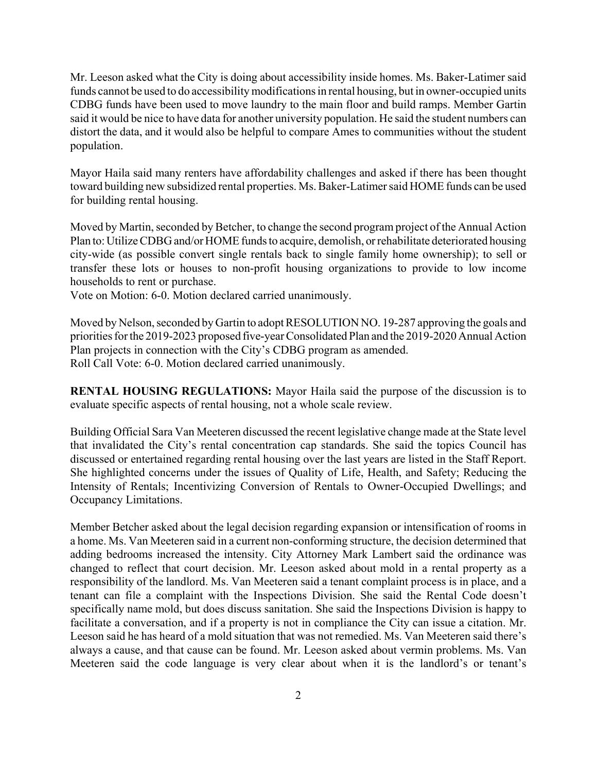Mr. Leeson asked what the City is doing about accessibility inside homes. Ms. Baker-Latimer said funds cannot be used to do accessibility modifications in rental housing, but in owner-occupied units CDBG funds have been used to move laundry to the main floor and build ramps. Member Gartin said it would be nice to have data for another university population. He said the student numbers can distort the data, and it would also be helpful to compare Ames to communities without the student population.

Mayor Haila said many renters have affordability challenges and asked if there has been thought toward building new subsidized rental properties. Ms. Baker-Latimer said HOME funds can be used for building rental housing.

Moved by Martin, seconded by Betcher, to change the second program project of the Annual Action Plan to: Utilize CDBG and/or HOME funds to acquire, demolish, or rehabilitate deteriorated housing city-wide (as possible convert single rentals back to single family home ownership); to sell or transfer these lots or houses to non-profit housing organizations to provide to low income households to rent or purchase.
Vote on Motion: 6-0. Motion declared carried unanimously.

Moved by Nelson, seconded by Gartin to adopt RESOLUTION NO. 19-287 approving the goals and priorities for the 2019-2023 proposed five-year Consolidated Plan and the 2019-2020 Annual Action Plan projects in connection with the City's CDBG program as amended.
Roll Call Vote: 6-0. Motion declared carried unanimously.

**RENTAL HOUSING REGULATIONS:** Mayor Haila said the purpose of the discussion is to evaluate specific aspects of rental housing, not a whole scale review.

Building Official Sara Van Meeteren discussed the recent legislative change made at the State level that invalidated the City's rental concentration cap standards. She said the topics Council has discussed or entertained regarding rental housing over the last years are listed in the Staff Report. She highlighted concerns under the issues of Quality of Life, Health, and Safety; Reducing the Intensity of Rentals; Incentivizing Conversion of Rentals to Owner-Occupied Dwellings; and Occupancy Limitations.

Member Betcher asked about the legal decision regarding expansion or intensification of rooms in a home. Ms. Van Meeteren said in a current non-conforming structure, the decision determined that adding bedrooms increased the intensity. City Attorney Mark Lambert said the ordinance was changed to reflect that court decision. Mr. Leeson asked about mold in a rental property as a responsibility of the landlord. Ms. Van Meeteren said a tenant complaint process is in place, and a tenant can file a complaint with the Inspections Division. She said the Rental Code doesn't specifically name mold, but does discuss sanitation. She said the Inspections Division is happy to facilitate a conversation, and if a property is not in compliance the City can issue a citation. Mr. Leeson said he has heard of a mold situation that was not remedied. Ms. Van Meeteren said there's always a cause, and that cause can be found. Mr. Leeson asked about vermin problems. Ms. Van Meeteren said the code language is very clear about when it is the landlord's or tenant's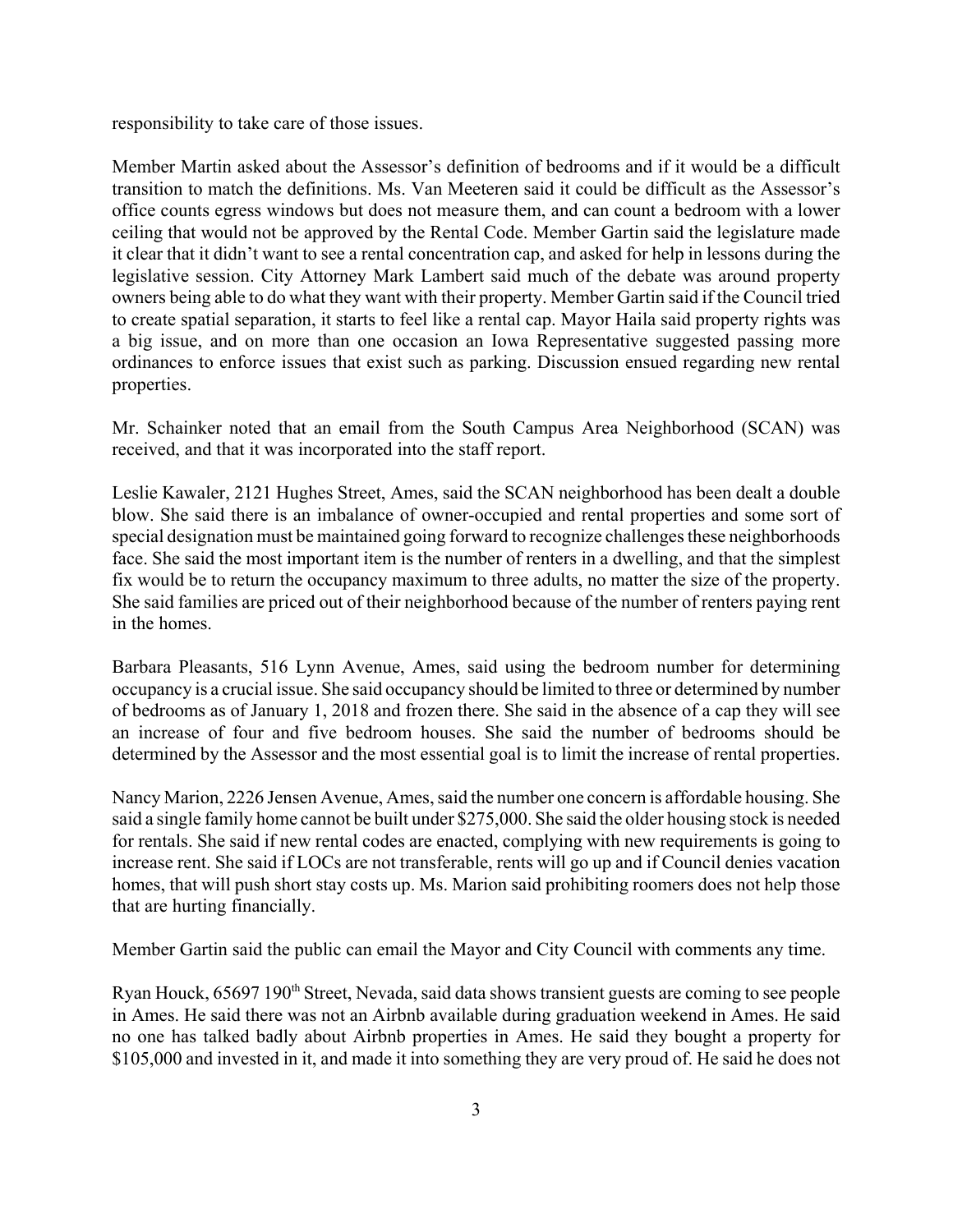responsibility to take care of those issues.

Member Martin asked about the Assessor's definition of bedrooms and if it would be a difficult transition to match the definitions. Ms. Van Meeteren said it could be difficult as the Assessor's office counts egress windows but does not measure them, and can count a bedroom with a lower ceiling that would not be approved by the Rental Code. Member Gartin said the legislature made it clear that it didn't want to see a rental concentration cap, and asked for help in lessons during the legislative session. City Attorney Mark Lambert said much of the debate was around property owners being able to do what they want with their property. Member Gartin said if the Council tried to create spatial separation, it starts to feel like a rental cap. Mayor Haila said property rights was a big issue, and on more than one occasion an Iowa Representative suggested passing more ordinances to enforce issues that exist such as parking. Discussion ensued regarding new rental properties.

Mr. Schainker noted that an email from the South Campus Area Neighborhood (SCAN) was received, and that it was incorporated into the staff report.

Leslie Kawaler, 2121 Hughes Street, Ames, said the SCAN neighborhood has been dealt a double blow. She said there is an imbalance of owner-occupied and rental properties and some sort of special designation must be maintained going forward to recognize challenges these neighborhoods face. She said the most important item is the number of renters in a dwelling, and that the simplest fix would be to return the occupancy maximum to three adults, no matter the size of the property. She said families are priced out of their neighborhood because of the number of renters paying rent in the homes.

Barbara Pleasants, 516 Lynn Avenue, Ames, said using the bedroom number for determining occupancy is a crucial issue. She said occupancy should be limited to three or determined by number of bedrooms as of January 1, 2018 and frozen there. She said in the absence of a cap they will see an increase of four and five bedroom houses. She said the number of bedrooms should be determined by the Assessor and the most essential goal is to limit the increase of rental properties.

Nancy Marion, 2226 Jensen Avenue, Ames, said the number one concern is affordable housing. She said a single family home cannot be built under $275,000. She said the older housing stock is needed for rentals. She said if new rental codes are enacted, complying with new requirements is going to increase rent. She said if LOCs are not transferable, rents will go up and if Council denies vacation homes, that will push short stay costs up. Ms. Marion said prohibiting roomers does not help those that are hurting financially.

Member Gartin said the public can email the Mayor and City Council with comments any time.

Ryan Houck, 65697 190th Street, Nevada, said data shows transient guests are coming to see people in Ames. He said there was not an Airbnb available during graduation weekend in Ames. He said no one has talked badly about Airbnb properties in Ames. He said they bought a property for $105,000 and invested in it, and made it into something they are very proud of. He said he does not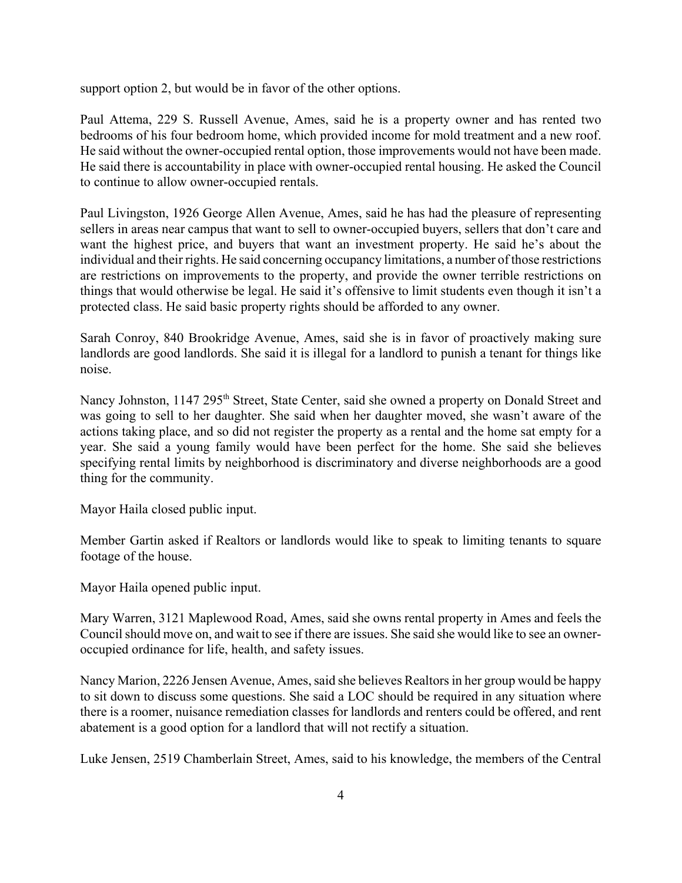support option 2, but would be in favor of the other options.

Paul Attema, 229 S. Russell Avenue, Ames, said he is a property owner and has rented two bedrooms of his four bedroom home, which provided income for mold treatment and a new roof. He said without the owner-occupied rental option, those improvements would not have been made. He said there is accountability in place with owner-occupied rental housing. He asked the Council to continue to allow owner-occupied rentals.

Paul Livingston, 1926 George Allen Avenue, Ames, said he has had the pleasure of representing sellers in areas near campus that want to sell to owner-occupied buyers, sellers that don't care and want the highest price, and buyers that want an investment property. He said he's about the individual and their rights. He said concerning occupancy limitations, a number of those restrictions are restrictions on improvements to the property, and provide the owner terrible restrictions on things that would otherwise be legal. He said it's offensive to limit students even though it isn't a protected class. He said basic property rights should be afforded to any owner.

Sarah Conroy, 840 Brookridge Avenue, Ames, said she is in favor of proactively making sure landlords are good landlords. She said it is illegal for a landlord to punish a tenant for things like noise.

Nancy Johnston, 1147 295th Street, State Center, said she owned a property on Donald Street and was going to sell to her daughter. She said when her daughter moved, she wasn't aware of the actions taking place, and so did not register the property as a rental and the home sat empty for a year. She said a young family would have been perfect for the home. She said she believes specifying rental limits by neighborhood is discriminatory and diverse neighborhoods are a good thing for the community.

Mayor Haila closed public input.

Member Gartin asked if Realtors or landlords would like to speak to limiting tenants to square footage of the house.

Mayor Haila opened public input.

Mary Warren, 3121 Maplewood Road, Ames, said she owns rental property in Ames and feels the Council should move on, and wait to see if there are issues. She said she would like to see an owner-occupied ordinance for life, health, and safety issues.

Nancy Marion, 2226 Jensen Avenue, Ames, said she believes Realtors in her group would be happy to sit down to discuss some questions. She said a LOC should be required in any situation where there is a roomer, nuisance remediation classes for landlords and renters could be offered, and rent abatement is a good option for a landlord that will not rectify a situation.

Luke Jensen, 2519 Chamberlain Street, Ames, said to his knowledge, the members of the Central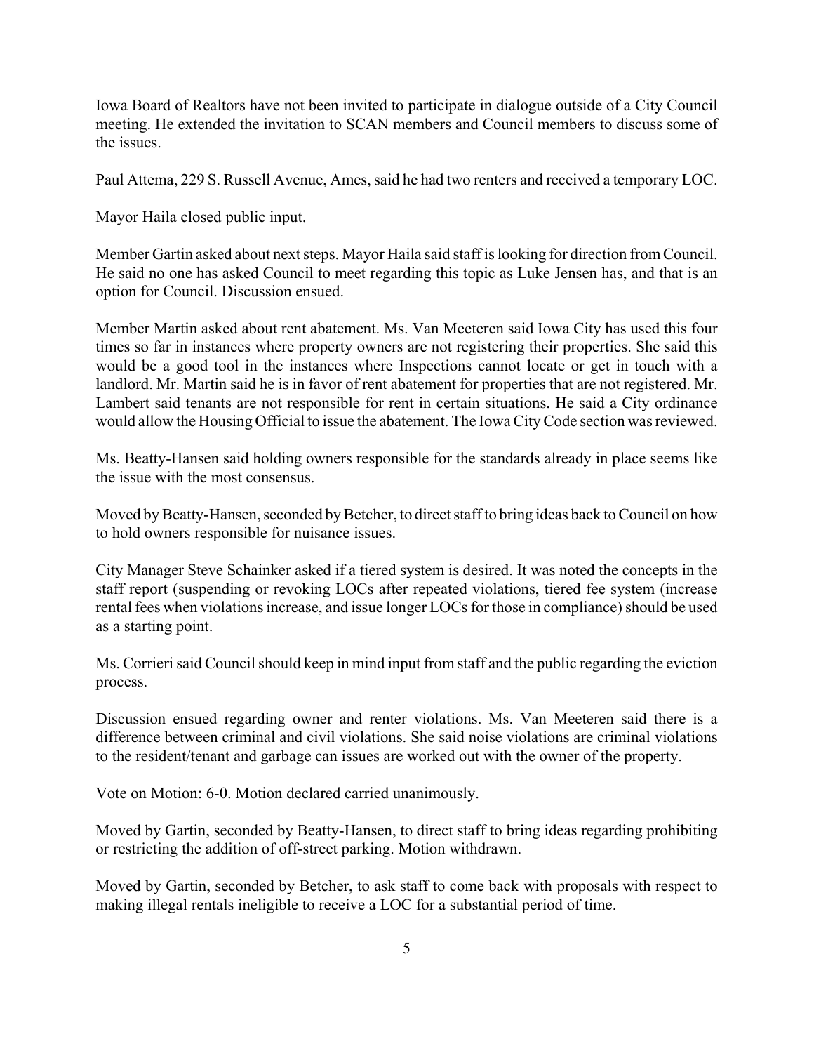Iowa Board of Realtors have not been invited to participate in dialogue outside of a City Council meeting. He extended the invitation to SCAN members and Council members to discuss some of the issues.

Paul Attema, 229 S. Russell Avenue, Ames, said he had two renters and received a temporary LOC.

Mayor Haila closed public input.

Member Gartin asked about next steps. Mayor Haila said staff is looking for direction from Council. He said no one has asked Council to meet regarding this topic as Luke Jensen has, and that is an option for Council. Discussion ensued.

Member Martin asked about rent abatement. Ms. Van Meeteren said Iowa City has used this four times so far in instances where property owners are not registering their properties. She said this would be a good tool in the instances where Inspections cannot locate or get in touch with a landlord. Mr. Martin said he is in favor of rent abatement for properties that are not registered. Mr. Lambert said tenants are not responsible for rent in certain situations. He said a City ordinance would allow the Housing Official to issue the abatement. The Iowa City Code section was reviewed.

Ms. Beatty-Hansen said holding owners responsible for the standards already in place seems like the issue with the most consensus.

Moved by Beatty-Hansen, seconded by Betcher, to direct staff to bring ideas back to Council on how to hold owners responsible for nuisance issues.

City Manager Steve Schainker asked if a tiered system is desired. It was noted the concepts in the staff report (suspending or revoking LOCs after repeated violations, tiered fee system (increase rental fees when violations increase, and issue longer LOCs for those in compliance) should be used as a starting point.

Ms. Corrieri said Council should keep in mind input from staff and the public regarding the eviction process.

Discussion ensued regarding owner and renter violations. Ms. Van Meeteren said there is a difference between criminal and civil violations. She said noise violations are criminal violations to the resident/tenant and garbage can issues are worked out with the owner of the property.

Vote on Motion: 6-0. Motion declared carried unanimously.

Moved by Gartin, seconded by Beatty-Hansen, to direct staff to bring ideas regarding prohibiting or restricting the addition of off-street parking. Motion withdrawn.

Moved by Gartin, seconded by Betcher, to ask staff to come back with proposals with respect to making illegal rentals ineligible to receive a LOC for a substantial period of time.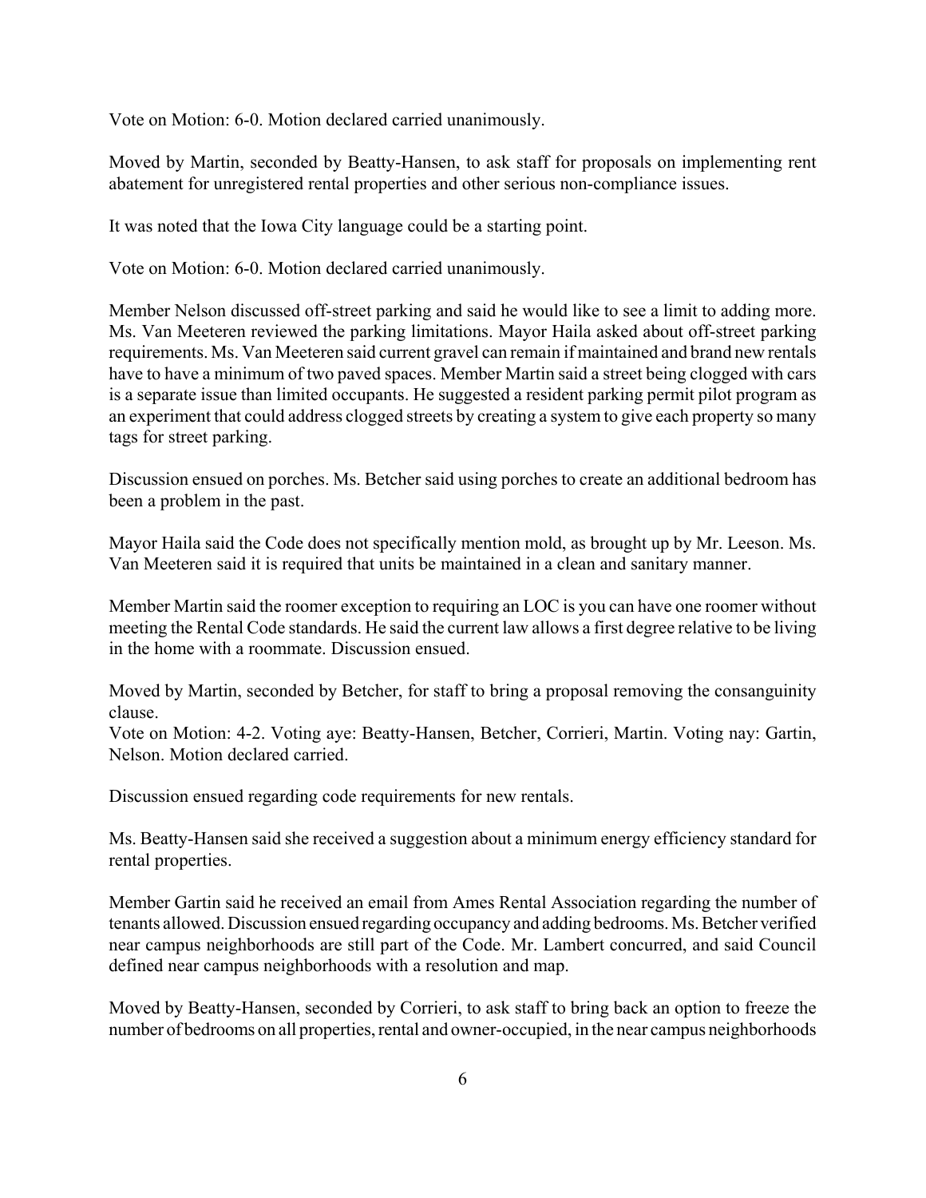Vote on Motion: 6-0. Motion declared carried unanimously.

Moved by Martin, seconded by Beatty-Hansen, to ask staff for proposals on implementing rent abatement for unregistered rental properties and other serious non-compliance issues.

It was noted that the Iowa City language could be a starting point.

Vote on Motion: 6-0. Motion declared carried unanimously.

Member Nelson discussed off-street parking and said he would like to see a limit to adding more. Ms. Van Meeteren reviewed the parking limitations. Mayor Haila asked about off-street parking requirements. Ms. Van Meeteren said current gravel can remain if maintained and brand new rentals have to have a minimum of two paved spaces. Member Martin said a street being clogged with cars is a separate issue than limited occupants. He suggested a resident parking permit pilot program as an experiment that could address clogged streets by creating a system to give each property so many tags for street parking.

Discussion ensued on porches. Ms. Betcher said using porches to create an additional bedroom has been a problem in the past.

Mayor Haila said the Code does not specifically mention mold, as brought up by Mr. Leeson. Ms. Van Meeteren said it is required that units be maintained in a clean and sanitary manner.

Member Martin said the roomer exception to requiring an LOC is you can have one roomer without meeting the Rental Code standards. He said the current law allows a first degree relative to be living in the home with a roommate. Discussion ensued.

Moved by Martin, seconded by Betcher, for staff to bring a proposal removing the consanguinity clause.
Vote on Motion: 4-2. Voting aye: Beatty-Hansen, Betcher, Corrieri, Martin. Voting nay: Gartin, Nelson. Motion declared carried.

Discussion ensued regarding code requirements for new rentals.

Ms. Beatty-Hansen said she received a suggestion about a minimum energy efficiency standard for rental properties.

Member Gartin said he received an email from Ames Rental Association regarding the number of tenants allowed. Discussion ensued regarding occupancy and adding bedrooms. Ms. Betcher verified near campus neighborhoods are still part of the Code. Mr. Lambert concurred, and said Council defined near campus neighborhoods with a resolution and map.

Moved by Beatty-Hansen, seconded by Corrieri, to ask staff to bring back an option to freeze the number of bedrooms on all properties, rental and owner-occupied, in the near campus neighborhoods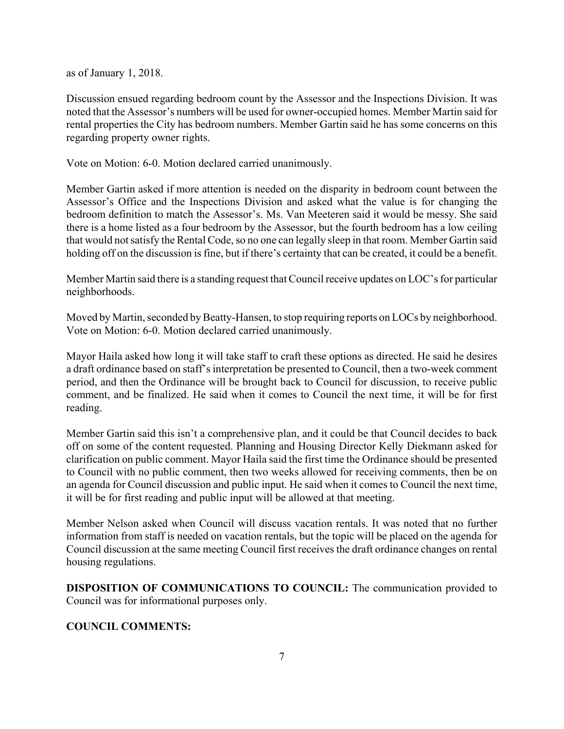as of January 1, 2018.

Discussion ensued regarding bedroom count by the Assessor and the Inspections Division. It was noted that the Assessor's numbers will be used for owner-occupied homes. Member Martin said for rental properties the City has bedroom numbers. Member Gartin said he has some concerns on this regarding property owner rights.

Vote on Motion: 6-0. Motion declared carried unanimously.

Member Gartin asked if more attention is needed on the disparity in bedroom count between the Assessor's Office and the Inspections Division and asked what the value is for changing the bedroom definition to match the Assessor's. Ms. Van Meeteren said it would be messy. She said there is a home listed as a four bedroom by the Assessor, but the fourth bedroom has a low ceiling that would not satisfy the Rental Code, so no one can legally sleep in that room. Member Gartin said holding off on the discussion is fine, but if there's certainty that can be created, it could be a benefit.

Member Martin said there is a standing request that Council receive updates on LOC's for particular neighborhoods.

Moved by Martin, seconded by Beatty-Hansen, to stop requiring reports on LOCs by neighborhood. Vote on Motion: 6-0. Motion declared carried unanimously.

Mayor Haila asked how long it will take staff to craft these options as directed. He said he desires a draft ordinance based on staff's interpretation be presented to Council, then a two-week comment period, and then the Ordinance will be brought back to Council for discussion, to receive public comment, and be finalized. He said when it comes to Council the next time, it will be for first reading.

Member Gartin said this isn't a comprehensive plan, and it could be that Council decides to back off on some of the content requested. Planning and Housing Director Kelly Diekmann asked for clarification on public comment. Mayor Haila said the first time the Ordinance should be presented to Council with no public comment, then two weeks allowed for receiving comments, then be on an agenda for Council discussion and public input. He said when it comes to Council the next time, it will be for first reading and public input will be allowed at that meeting.

Member Nelson asked when Council will discuss vacation rentals. It was noted that no further information from staff is needed on vacation rentals, but the topic will be placed on the agenda for Council discussion at the same meeting Council first receives the draft ordinance changes on rental housing regulations.

**DISPOSITION OF COMMUNICATIONS TO COUNCIL:** The communication provided to Council was for informational purposes only.

**COUNCIL COMMENTS:**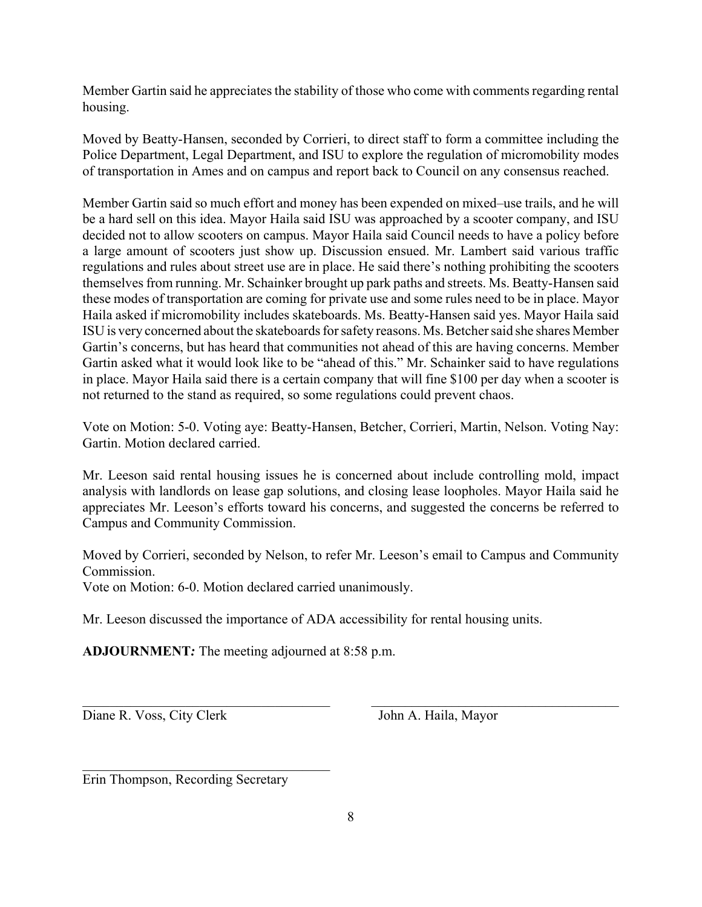Member Gartin said he appreciates the stability of those who come with comments regarding rental housing.

Moved by Beatty-Hansen, seconded by Corrieri, to direct staff to form a committee including the Police Department, Legal Department, and ISU to explore the regulation of micromobility modes of transportation in Ames and on campus and report back to Council on any consensus reached.

Member Gartin said so much effort and money has been expended on mixed–use trails, and he will be a hard sell on this idea. Mayor Haila said ISU was approached by a scooter company, and ISU decided not to allow scooters on campus. Mayor Haila said Council needs to have a policy before a large amount of scooters just show up. Discussion ensued. Mr. Lambert said various traffic regulations and rules about street use are in place. He said there's nothing prohibiting the scooters themselves from running. Mr. Schainker brought up park paths and streets. Ms. Beatty-Hansen said these modes of transportation are coming for private use and some rules need to be in place. Mayor Haila asked if micromobility includes skateboards. Ms. Beatty-Hansen said yes. Mayor Haila said ISU is very concerned about the skateboards for safety reasons. Ms. Betcher said she shares Member Gartin's concerns, but has heard that communities not ahead of this are having concerns. Member Gartin asked what it would look like to be "ahead of this." Mr. Schainker said to have regulations in place. Mayor Haila said there is a certain company that will fine $100 per day when a scooter is not returned to the stand as required, so some regulations could prevent chaos.

Vote on Motion: 5-0. Voting aye: Beatty-Hansen, Betcher, Corrieri, Martin, Nelson. Voting Nay: Gartin. Motion declared carried.

Mr. Leeson said rental housing issues he is concerned about include controlling mold, impact analysis with landlords on lease gap solutions, and closing lease loopholes. Mayor Haila said he appreciates Mr. Leeson's efforts toward his concerns, and suggested the concerns be referred to Campus and Community Commission.

Moved by Corrieri, seconded by Nelson, to refer Mr. Leeson's email to Campus and Community Commission.
Vote on Motion: 6-0. Motion declared carried unanimously.

Mr. Leeson discussed the importance of ADA accessibility for rental housing units.

**ADJOURNMENT*:*** The meeting adjourned at 8:58 p.m.

\_\_\_\_\_\_\_\_\_\_\_\_\_\_\_\_\_\_\_\_\_\_\_\_\_\_\_\_\_\_\_\_\_\_\_\_
Diane R. Voss, City Clerk

\_\_\_\_\_\_\_\_\_\_\_\_\_\_\_\_\_\_\_\_\_\_\_\_\_\_\_\_\_\_\_\_\_\_\_\_
John A. Haila, Mayor

\_\_\_\_\_\_\_\_\_\_\_\_\_\_\_\_\_\_\_\_\_\_\_\_\_\_\_\_\_\_\_\_\_\_\_\_
Erin Thompson, Recording Secretary